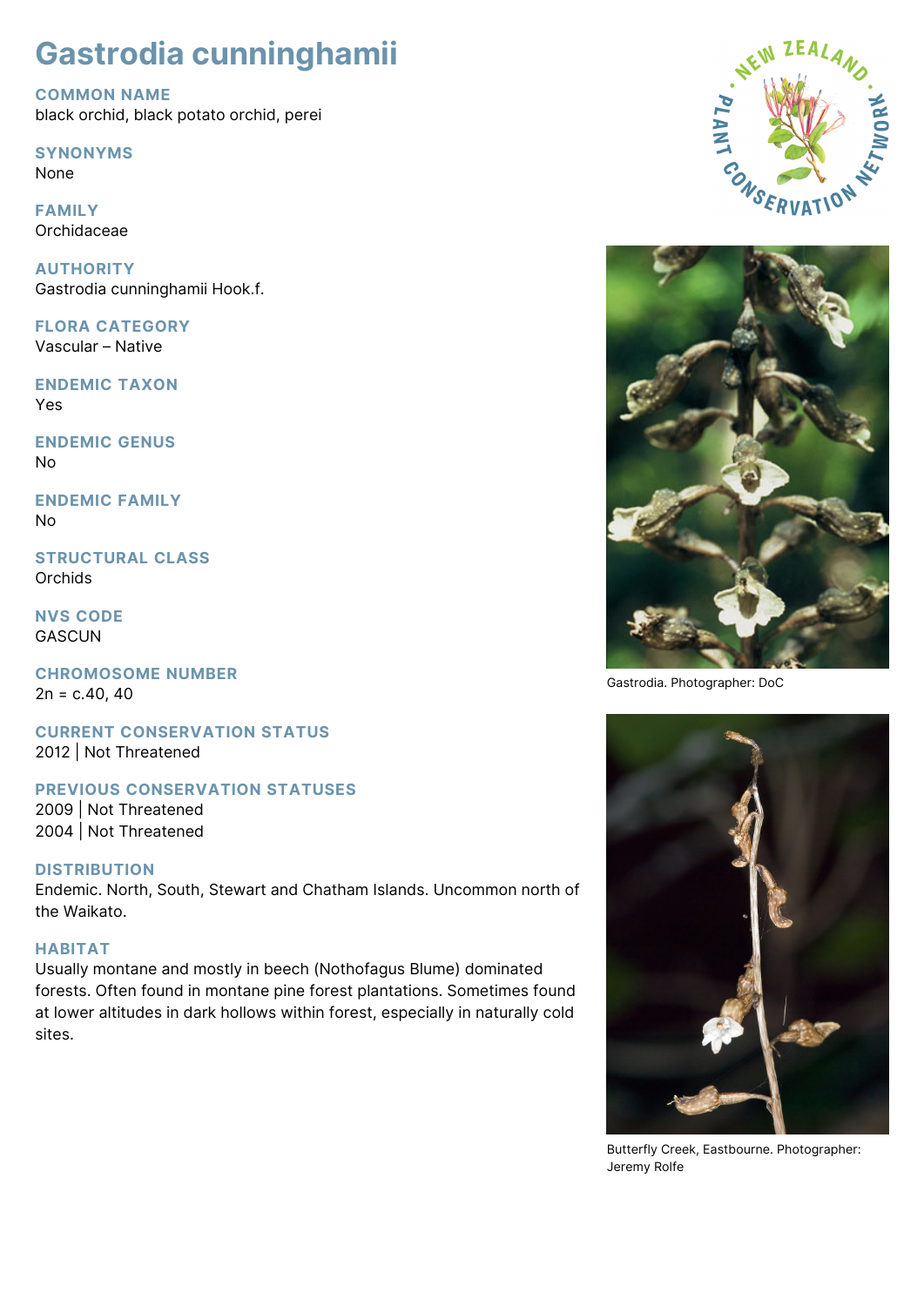# Gastrodia cunninghamii

## COMMON NAME
black orchid, black potato orchid, perei

## SYNONYMS
None

## FAMILY
Orchidaceae

## AUTHORITY
Gastrodia cunninghamii Hook.f.

## FLORA CATEGORY
Vascular – Native

## ENDEMIC TAXON
Yes

## ENDEMIC GENUS
No

## ENDEMIC FAMILY
No

## STRUCTURAL CLASS
Orchids

## NVS CODE
GASCUN

## CHROMOSOME NUMBER
2n = c.40, 40

## CURRENT CONSERVATION STATUS
2012 | Not Threatened

## PREVIOUS CONSERVATION STATUSES
2009 | Not Threatened
2004 | Not Threatened

## DISTRIBUTION
Endemic. North, South, Stewart and Chatham Islands. Uncommon north of the Waikato.

## HABITAT
Usually montane and mostly in beech (Nothofagus Blume) dominated forests. Often found in montane pine forest plantations. Sometimes found at lower altitudes in dark hollows within forest, especially in naturally cold sites.

Gastrodia. Photographer: DoC

Butterfly Creek, Eastbourne. Photographer: Jeremy Rolfe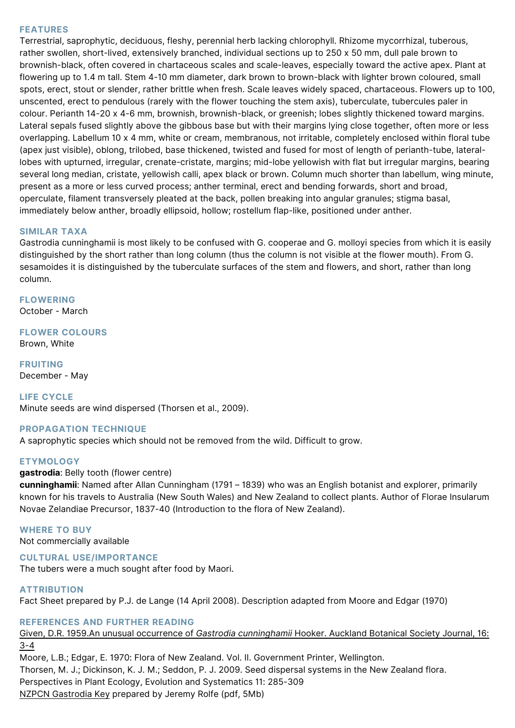## FEATURES

Terrestrial, saprophytic, deciduous, fleshy, perennial herb lacking chlorophyll. Rhizome mycorrhizal, tuberous, rather swollen, short-lived, extensively branched, individual sections up to 250 x 50 mm, dull pale brown to brownish-black, often covered in chartaceous scales and scale-leaves, especially toward the active apex. Plant at flowering up to 1.4 m tall. Stem 4-10 mm diameter, dark brown to brown-black with lighter brown coloured, small spots, erect, stout or slender, rather brittle when fresh. Scale leaves widely spaced, chartaceous. Flowers up to 100, unscented, erect to pendulous (rarely with the flower touching the stem axis), tuberculate, tubercules paler in colour. Perianth 14-20 x 4-6 mm, brownish, brownish-black, or greenish; lobes slightly thickened toward margins. Lateral sepals fused slightly above the gibbous base but with their margins lying close together, often more or less overlapping. Labellum 10 x 4 mm, white or cream, membranous, not irritable, completely enclosed within floral tube (apex just visible), oblong, trilobed, base thickened, twisted and fused for most of length of perianth-tube, lateral-lobes with upturned, irregular, crenate-cristate, margins; mid-lobe yellowish with flat but irregular margins, bearing several long median, cristate, yellowish calli, apex black or brown. Column much shorter than labellum, wing minute, present as a more or less curved process; anther terminal, erect and bending forwards, short and broad, operculate, filament transversely pleated at the back, pollen breaking into angular granules; stigma basal, immediately below anther, broadly ellipsoid, hollow; rostellum flap-like, positioned under anther.

## SIMILAR TAXA

Gastrodia cunninghamii is most likely to be confused with G. cooperae and G. molloyi species from which it is easily distinguished by the short rather than long column (thus the column is not visible at the flower mouth). From G. sesamoides it is distinguished by the tuberculate surfaces of the stem and flowers, and short, rather than long column.

## FLOWERING

October - March

## FLOWER COLOURS

Brown, White

## FRUITING

December - May

## LIFE CYCLE

Minute seeds are wind dispersed (Thorsen et al., 2009).

## PROPAGATION TECHNIQUE

A saprophytic species which should not be removed from the wild. Difficult to grow.

## ETYMOLOGY

**gastrodia**: Belly tooth (flower centre)

**cunninghamii**: Named after Allan Cunningham (1791 – 1839) who was an English botanist and explorer, primarily known for his travels to Australia (New South Wales) and New Zealand to collect plants. Author of Florae Insularum Novae Zelandiae Precursor, 1837-40 (Introduction to the flora of New Zealand).

## WHERE TO BUY

Not commercially available

## CULTURAL USE/IMPORTANCE

The tubers were a much sought after food by Maori.

## ATTRIBUTION

Fact Sheet prepared by P.J. de Lange (14 April 2008). Description adapted from Moore and Edgar (1970)

## REFERENCES AND FURTHER READING

Given, D.R. 1959.An unusual occurrence of *Gastrodia cunninghamii* Hooker. Auckland Botanical Society Journal, 16: 3-4

Moore, L.B.; Edgar, E. 1970: Flora of New Zealand. Vol. II. Government Printer, Wellington.

Thorsen, M. J.; Dickinson, K. J. M.; Seddon, P. J. 2009. Seed dispersal systems in the New Zealand flora. Perspectives in Plant Ecology, Evolution and Systematics 11: 285-309

NZPCN Gastrodia Key prepared by Jeremy Rolfe (pdf, 5Mb)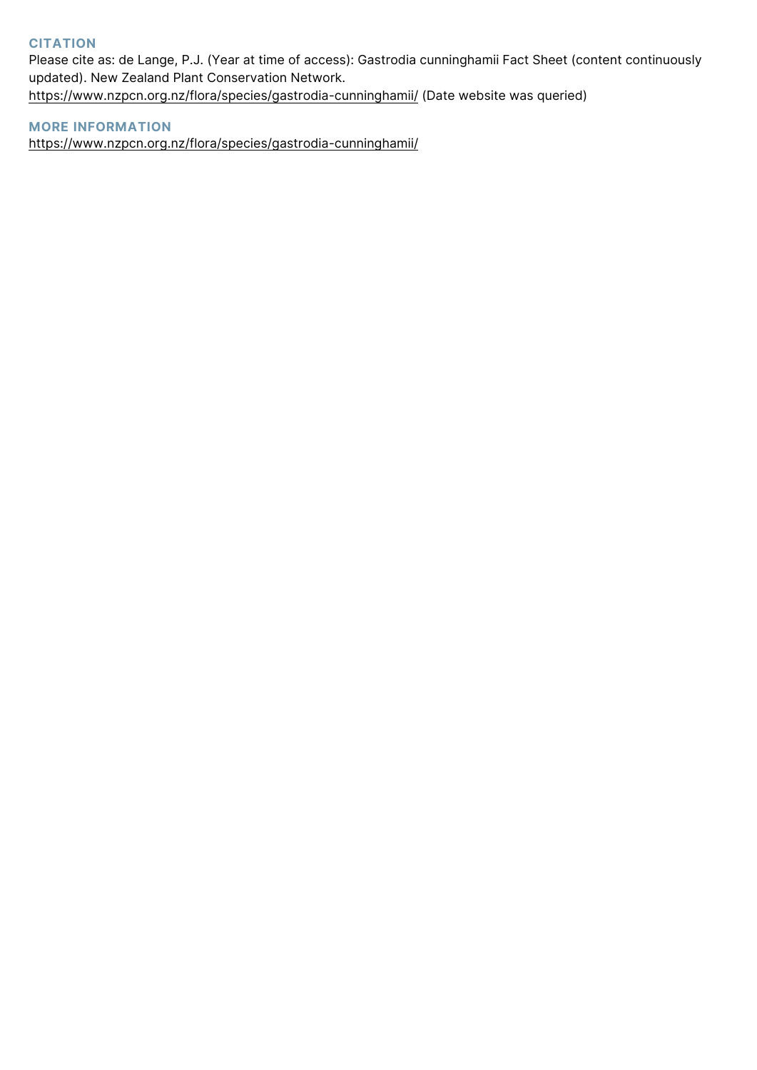## CITATION

Please cite as: de Lange, P.J. (Year at time of access): Gastrodia cunninghamii Fact Sheet (content continuously updated). New Zealand Plant Conservation Network. https://www.nzpcn.org.nz/flora/species/gastrodia-cunninghamii/ (Date website was queried)

## MORE INFORMATION

https://www.nzpcn.org.nz/flora/species/gastrodia-cunninghamii/